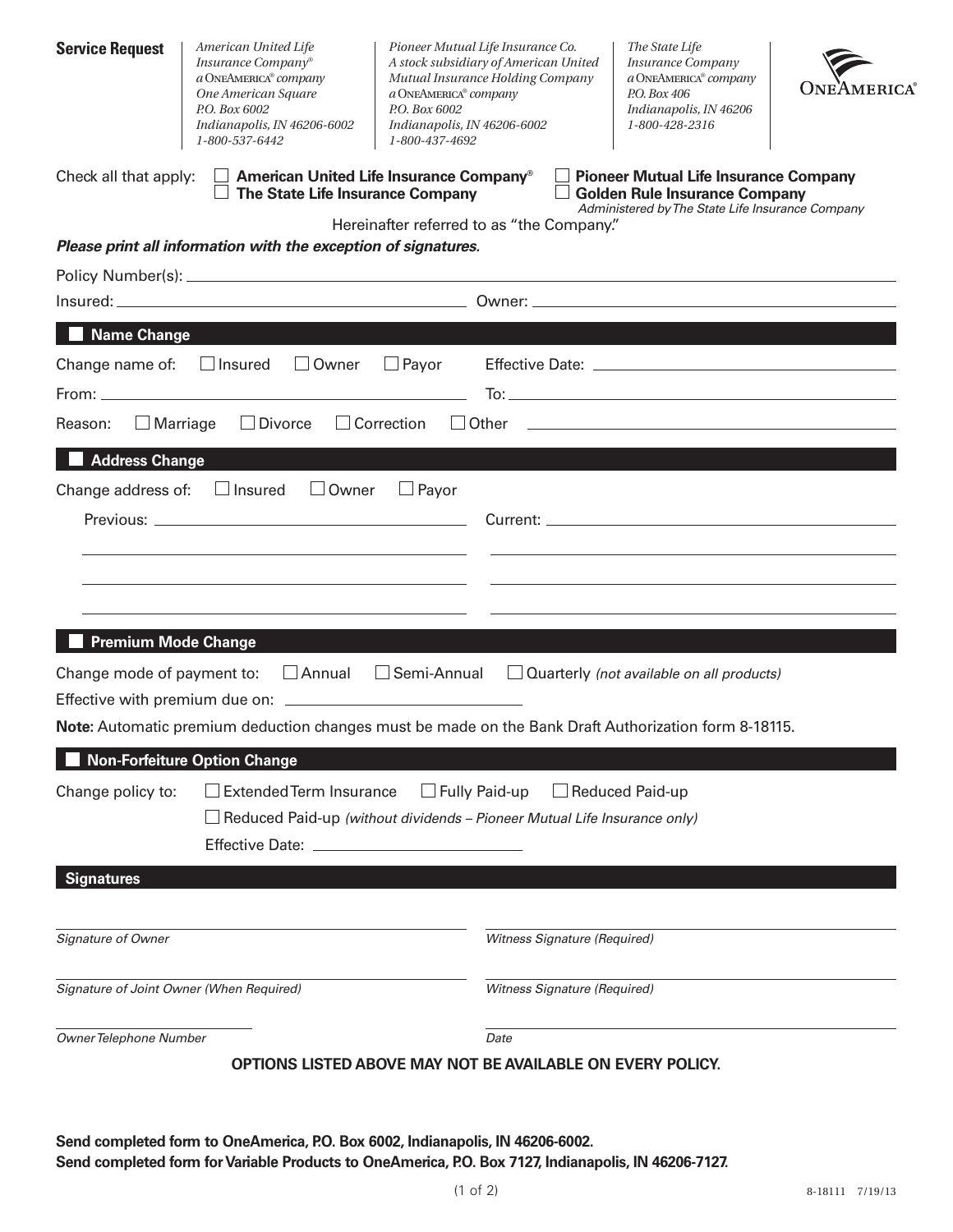**Service Request**

*American United Life Insurance Company®*
*a ONEAMERICA® company*
*One American Square*
*P.O. Box 6002*
*Indianapolis, IN 46206-6002*
*1-800-537-6442*

*Pioneer Mutual Life Insurance Co.*
*A stock subsidiary of American United Mutual Insurance Holding Company*
*a ONEAMERICA® company*
*P.O. Box 6002*
*Indianapolis, IN 46206-6002*
*1-800-437-4692*

*The State Life Insurance Company*
*a ONEAMERICA® company*
*P.O. Box 406*
*Indianapolis, IN 46206*
*1-800-428-2316*

ONEAMERICA®

Check all that apply:
- ☐ **American United Life Insurance Company®**
- ☐ **The State Life Insurance Company**
- ☐ **Pioneer Mutual Life Insurance Company**
- ☐ **Golden Rule Insurance Company** *Administered by The State Life Insurance Company*

Hereinafter referred to as "the Company."

***Please print all information with the exception of signatures.***

Policy Number(s): ______________________

Insured: ______________________ Owner: ______________________

## Name Change

Change name of: ☐ Insured ☐ Owner ☐ Payor Effective Date: ______________________

From: ______________________ To: ______________________

Reason: ☐ Marriage ☐ Divorce ☐ Correction ☐ Other ______________________

## Address Change

Change address of: ☐ Insured ☐ Owner ☐ Payor

Previous: ______________________ Current: ______________________

## Premium Mode Change

Change mode of payment to: ☐ Annual ☐ Semi-Annual ☐ Quarterly *(not available on all products)*

Effective with premium due on: ______________________

**Note:** Automatic premium deduction changes must be made on the Bank Draft Authorization form 8-18115.

## Non-Forfeiture Option Change

Change policy to: ☐ Extended Term Insurance ☐ Fully Paid-up ☐ Reduced Paid-up

☐ Reduced Paid-up *(without dividends – Pioneer Mutual Life Insurance only)*

Effective Date: ______________________

## Signatures

______________________ *Signature of Owner*

______________________ *Witness Signature (Required)*

______________________ *Signature of Joint Owner (When Required)*

______________________ *Witness Signature (Required)*

______________________ *Owner Telephone Number*

______________________ *Date*

**OPTIONS LISTED ABOVE MAY NOT BE AVAILABLE ON EVERY POLICY.**

**Send completed form to OneAmerica, P.O. Box 6002, Indianapolis, IN 46206-6002.**
**Send completed form for Variable Products to OneAmerica, P.O. Box 7127, Indianapolis, IN 46206-7127.**

8-18111 7/19/13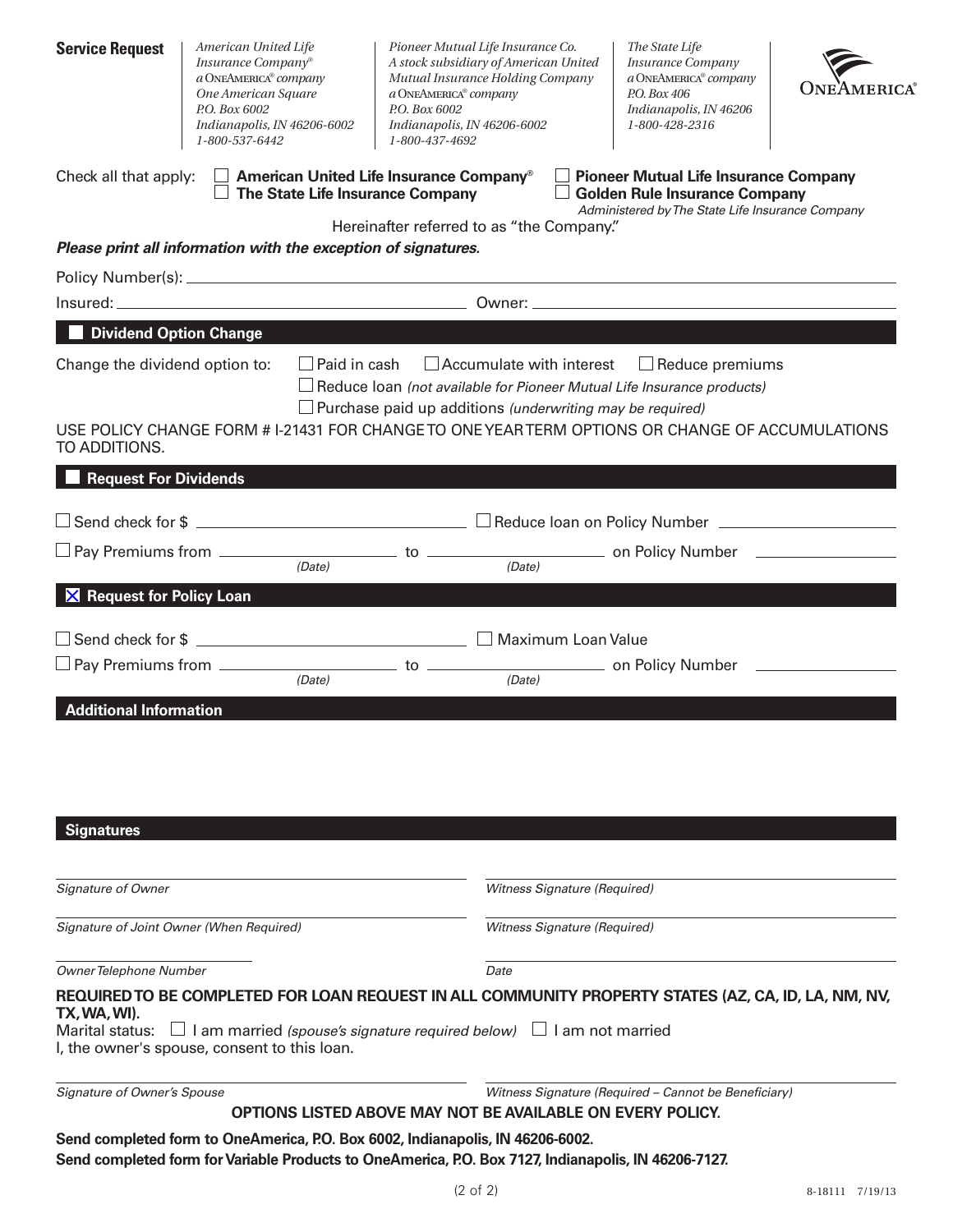**Service Request**

*American United Life Insurance Company®*
*a OneAmerica® company*
*One American Square*
*P.O. Box 6002*
*Indianapolis, IN 46206-6002*
*1-800-537-6442*

*Pioneer Mutual Life Insurance Co.*
*A stock subsidiary of American United Mutual Insurance Holding Company*
*a OneAmerica® company*
*P.O. Box 6002*
*Indianapolis, IN 46206-6002*
*1-800-437-4692*

*The State Life Insurance Company*
*a OneAmerica® company*
*P.O. Box 406*
*Indianapolis, IN 46206*
*1-800-428-2316*

ONEAMERICA®

Check all that apply:
☐ **American United Life Insurance Company®**
☐ **Pioneer Mutual Life Insurance Company**
☐ **The State Life Insurance Company**
☐ **Golden Rule Insurance Company**
*Administered by The State Life Insurance Company*

Hereinafter referred to as "the Company."

***Please print all information with the exception of signatures.***

Policy Number(s): ______________________

Insured: ______________________ Owner: ______________________

## ☐ Dividend Option Change

Change the dividend option to: ☐ Paid in cash ☐ Accumulate with interest ☐ Reduce premiums
☐ Reduce loan *(not available for Pioneer Mutual Life Insurance products)*
☐ Purchase paid up additions *(underwriting may be required)*

USE POLICY CHANGE FORM # I-21431 FOR CHANGE TO ONE YEAR TERM OPTIONS OR CHANGE OF ACCUMULATIONS TO ADDITIONS.

## ☐ Request For Dividends

☐ Send check for $ ______________________ ☐ Reduce loan on Policy Number ______________________

☐ Pay Premiums from ______________ to ______________ on Policy Number ______________
(Date) (Date)

## ☒ Request for Policy Loan

☐ Send check for $ ______________________ ☐ Maximum Loan Value

☐ Pay Premiums from ______________ to ______________ on Policy Number ______________
(Date) (Date)

## Additional Information

## Signatures

______________________ *Signature of Owner*

______________________ *Witness Signature (Required)*

______________________ *Signature of Joint Owner (When Required)*

______________________ *Witness Signature (Required)*

______________________ *Owner Telephone Number*

______________________ *Date*

**REQUIRED TO BE COMPLETED FOR LOAN REQUEST IN ALL COMMUNITY PROPERTY STATES (AZ, CA, ID, LA, NM, NV, TX, WA, WI).**

Marital status: ☐ I am married *(spouse's signature required below)* ☐ I am not married

I, the owner's spouse, consent to this loan.

______________________ *Signature of Owner's Spouse*

______________________ *Witness Signature (Required – Cannot be Beneficiary)*

**OPTIONS LISTED ABOVE MAY NOT BE AVAILABLE ON EVERY POLICY.**

**Send completed form to OneAmerica, P.O. Box 6002, Indianapolis, IN 46206-6002.**
**Send completed form for Variable Products to OneAmerica, P.O. Box 7127, Indianapolis, IN 46206-7127.**

8-18111 7/19/13